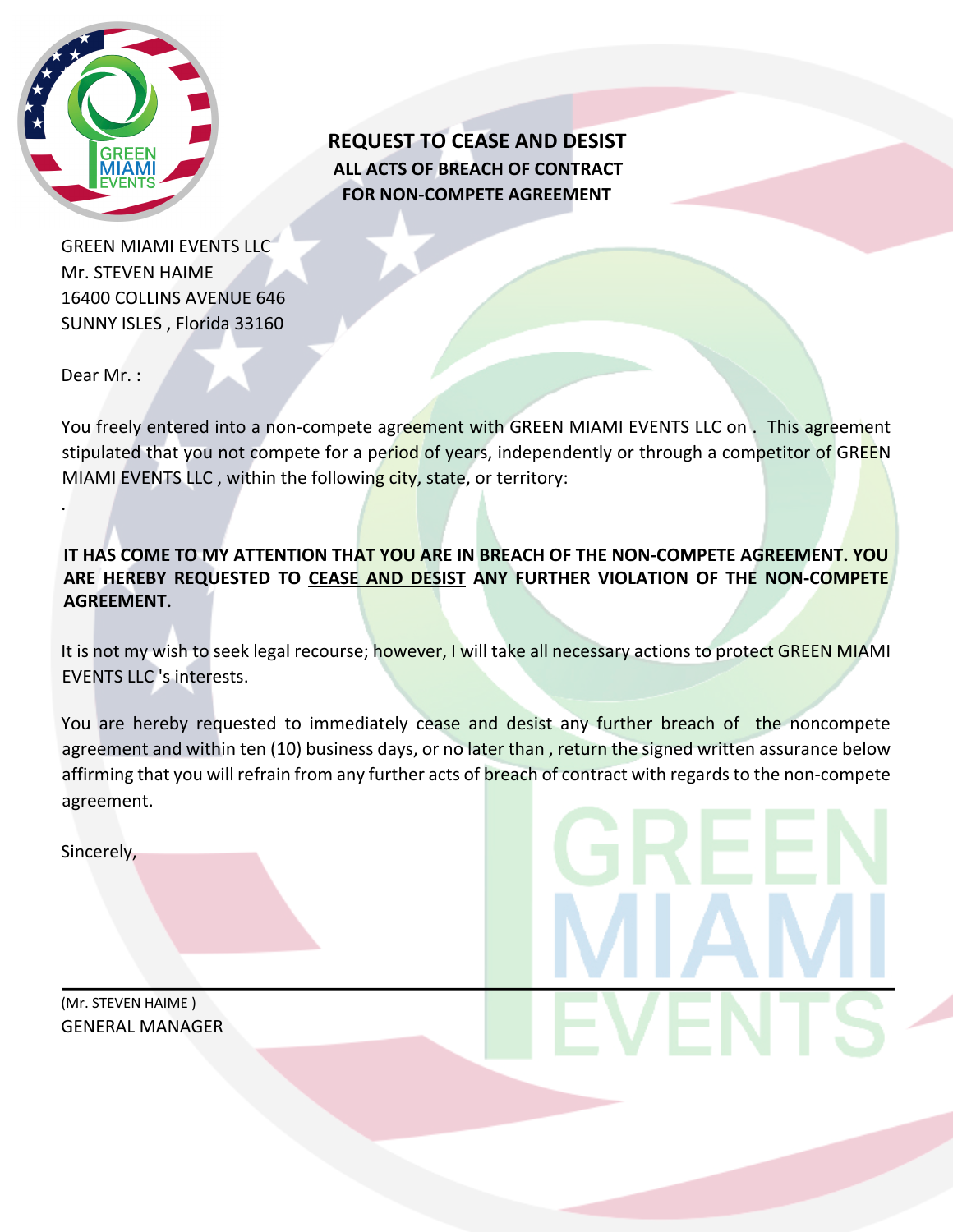## REQUEST TO CEASE AND DESIST

### ALL ACTS OF BREACH OF CONTRACT FOR NON-COMPETE AGREEMENT

GREEN MIAMI EVENTS LLC
Mr. STEVEN HAIME
16400 COLLINS AVENUE 646
SUNNY ISLES , Florida 33160

Dear Mr. :

You freely entered into a non-compete agreement with GREEN MIAMI EVENTS LLC on . This agreement stipulated that you not compete for a period of years, independently or through a competitor of GREEN MIAMI EVENTS LLC , within the following city, state, or territory:

.

**IT HAS COME TO MY ATTENTION THAT YOU ARE IN BREACH OF THE NON-COMPETE AGREEMENT. YOU ARE HEREBY REQUESTED TO CEASE AND DESIST ANY FURTHER VIOLATION OF THE NON-COMPETE AGREEMENT.**

It is not my wish to seek legal recourse; however, I will take all necessary actions to protect GREEN MIAMI EVENTS LLC 's interests.

You are hereby requested to immediately cease and desist any further breach of the noncompete agreement and within ten (10) business days, or no later than , return the signed written assurance below affirming that you will refrain from any further acts of breach of contract with regards to the non-compete agreement.

Sincerely,

(Mr. STEVEN HAIME )
GENERAL MANAGER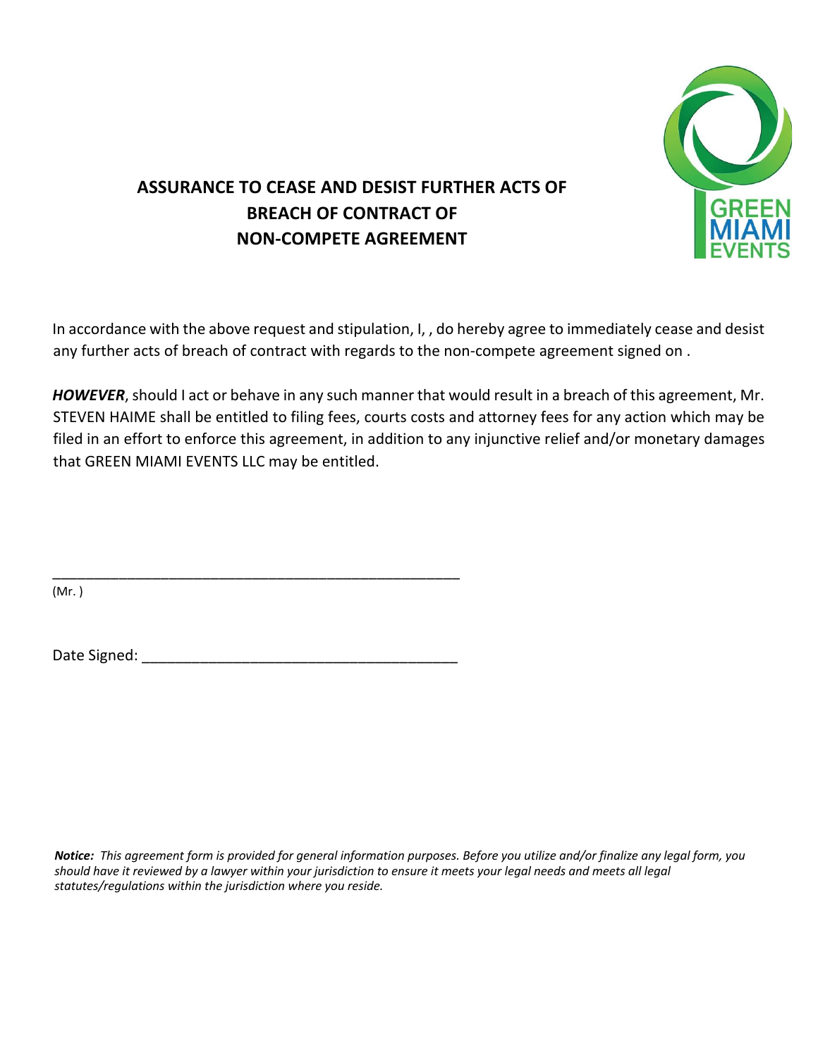## ASSURANCE TO CEASE AND DESIST FURTHER ACTS OF BREACH OF CONTRACT OF NON-COMPETE AGREEMENT

GREEN MIAMI EVENTS

In accordance with the above request and stipulation, I, , do hereby agree to immediately cease and desist any further acts of breach of contract with regards to the non-compete agreement signed on .

***HOWEVER***, should I act or behave in any such manner that would result in a breach of this agreement, Mr. STEVEN HAIME shall be entitled to filing fees, courts costs and attorney fees for any action which may be filed in an effort to enforce this agreement, in addition to any injunctive relief and/or monetary damages that GREEN MIAMI EVENTS LLC may be entitled.

\_\_\_\_\_\_\_\_\_\_\_\_\_\_\_\_\_\_\_\_\_\_\_\_\_\_\_\_\_\_\_\_\_\_\_\_\_\_\_\_\_\_\_\_\_\_\_\_\_\_

(Mr. )

Date Signed: \_\_\_\_\_\_\_\_\_\_\_\_\_\_\_\_\_\_\_\_\_\_\_\_\_\_\_\_\_\_\_\_\_\_\_\_\_\_

***Notice:*** *This agreement form is provided for general information purposes. Before you utilize and/or finalize any legal form, you should have it reviewed by a lawyer within your jurisdiction to ensure it meets your legal needs and meets all legal statutes/regulations within the jurisdiction where you reside.*